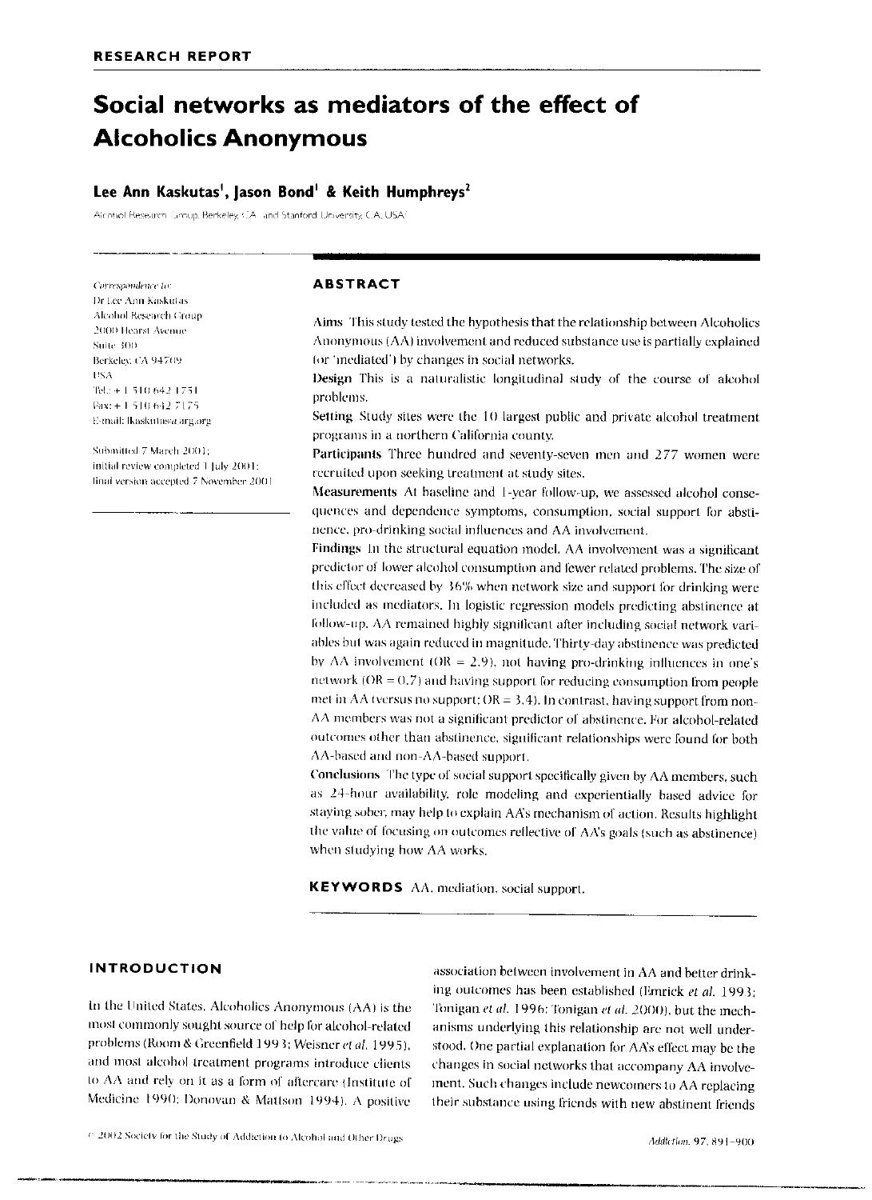RESEARCH REPORT

# Social networks as mediators of the effect of Alcoholics Anonymous

**Lee Ann Kaskutas[1], Jason Bond[1] & Keith Humphreys[2]**

Alcohol Research Group, Berkeley, CA and Stanford University, CA, USA

*Correspondence to:*
Dr Lee Ann Kaskutas
Alcohol Research Group
2000 Hearst Avenue
Suite 300
Berkeley, CA 94709
USA
Tel.: +1 510 642 1751
Fax: +1 510 642 7175
E-mail: lkaskutas@arg.org

Submitted 7 March 2001;
initial review completed 1 July 2001;
final version accepted 7 November 2001

## ABSTRACT

**Aims** This study tested the hypothesis that the relationship between Alcoholics Anonymous (AA) involvement and reduced substance use is partially explained (or 'mediated') by changes in social networks.

**Design** This is a naturalistic longitudinal study of the course of alcohol problems.

**Setting** Study sites were the 10 largest public and private alcohol treatment programs in a northern California county.

**Participants** Three hundred and seventy-seven men and 277 women were recruited upon seeking treatment at study sites.

**Measurements** At baseline and 1-year follow-up, we assessed alcohol consequences and dependence symptoms, consumption, social support for abstinence, pro-drinking social influences and AA involvement.

**Findings** In the structural equation model, AA involvement was a significant predictor of lower alcohol consumption and fewer related problems. The size of this effect decreased by 36% when network size and support for drinking were included as mediators. In logistic regression models predicting abstinence at follow-up, AA remained highly significant after including social network variables but was again reduced in magnitude. Thirty-day abstinence was predicted by AA involvement (OR = 2.9), not having pro-drinking influences in one's network (OR = 0.7) and having support for reducing consumption from people met in AA (versus no support; OR = 3.4). In contrast, having support from non-AA members was not a significant predictor of abstinence. For alcohol-related outcomes other than abstinence, significant relationships were found for both AA-based and non-AA-based support.

**Conclusions** The type of social support specifically given by AA members, such as 24-hour availability, role modeling and experientially based advice for staying sober, may help to explain AA's mechanism of action. Results highlight the value of focusing on outcomes reflective of AA's goals (such as abstinence) when studying how AA works.

**KEYWORDS** AA, mediation, social support.

## INTRODUCTION

In the United States, Alcoholics Anonymous (AA) is the most commonly sought source of help for alcohol-related problems (Room & Greenfield 1993; Weisner *et al.* 1995), and most alcohol treatment programs introduce clients to AA and rely on it as a form of aftercare (Institute of Medicine 1990; Donovan & Mattson 1994). A positive association between involvement in AA and better drinking outcomes has been established (Emrick *et al.* 1993; Tonigan *et al.* 1996; Tonigan *et al.* 2000), but the mechanisms underlying this relationship are not well understood. One partial explanation for AA's effect may be the changes in social networks that accompany AA involvement. Such changes include newcomers to AA replacing their substance using friends with new abstinent friends

© 2002 Society for the Study of Addiction to Alcohol and Other Drugs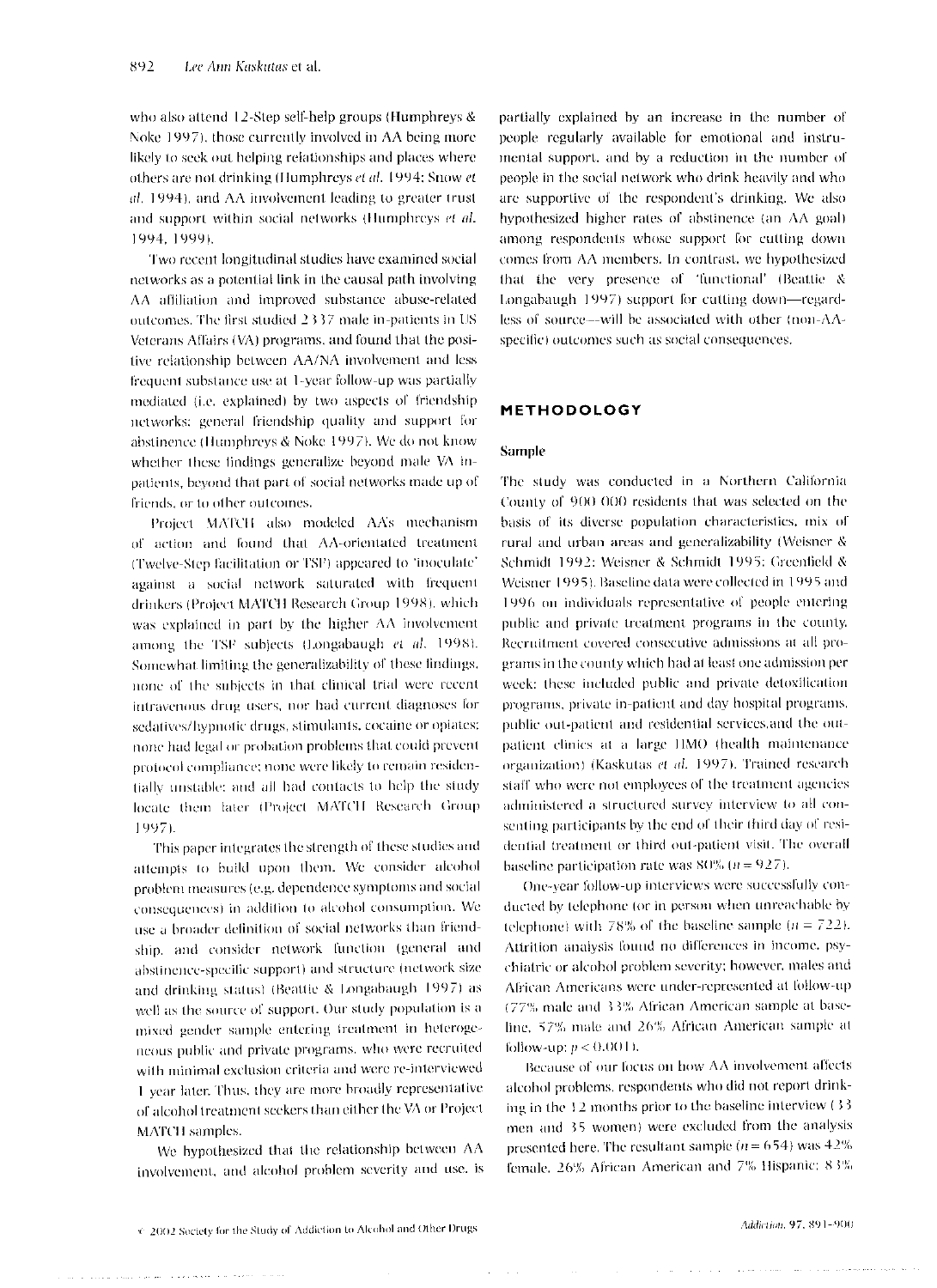who also attend 12-Step self-help groups (Humphreys & Noke 1997), those currently involved in AA being more likely to seek out helping relationships and places where others are not drinking (Humphreys *et al.* 1994; Snow *et al.* 1994), and AA involvement leading to greater trust and support within social networks (Humphreys *et al.* 1994, 1999).

Two recent longitudinal studies have examined social networks as a potential link in the causal path involving AA affiliation and improved substance abuse-related outcomes. The first studied 2337 male in-patients in US Veterans Affairs (VA) programs, and found that the positive relationship between AA/NA involvement and less frequent substance use at 1-year follow-up was partially mediated (i.e. explained) by two aspects of friendship networks: general friendship quality and support for abstinence (Humphreys & Noke 1997). We do not know whether these findings generalize beyond male VA in-patients, beyond that part of social networks made up of friends, or to other outcomes.

Project MATCH also modeled AA's mechanism of action and found that AA-orientated treatment (Twelve-Step facilitation or TSF) appeared to 'inoculate' against a social network saturated with frequent drinkers (Project MATCH Research Group 1998), which was explained in part by the higher AA involvement among the TSF subjects (Longabaugh *et al.* 1998). Somewhat limiting the generalizability of these findings, none of the subjects in that clinical trial were recent intravenous drug users, nor had current diagnoses for sedatives/hypnotic drugs, stimulants, cocaine or opiates; none had legal or probation problems that could prevent protocol compliance; none were likely to remain residentially unstable; and all had contacts to help the study locate them later (Project MATCH Research Group 1997).

This paper integrates the strength of these studies and attempts to build upon them. We consider alcohol problem measures (e.g. dependence symptoms and social consequences) in addition to alcohol consumption. We use a broader definition of social networks than friendship, and consider network function (general and abstinence-specific support) and structure (network size and drinking status) (Beattie & Longabaugh 1997) as well as the source of support. Our study population is a mixed gender sample entering treatment in heterogeneous public and private programs, who were recruited with minimal exclusion criteria and were re-interviewed 1 year later. Thus, they are more broadly representative of alcohol treatment seekers than either the VA or Project MATCH samples.

We hypothesized that the relationship between AA involvement, and alcohol problem severity and use, is partially explained by an increase in the number of people regularly available for emotional and instrumental support, and by a reduction in the number of people in the social network who drink heavily and who are supportive of the respondent's drinking. We also hypothesized higher rates of abstinence (an AA goal) among respondents whose support for cutting down comes from AA members. In contrast, we hypothesized that the very presence of 'functional' (Beattie & Longabaugh 1997) support for cutting down—regardless of source—will be associated with other (non-AA-specific) outcomes such as social consequences.

## METHODOLOGY

### Sample

The study was conducted in a Northern California County of 900 000 residents that was selected on the basis of its diverse population characteristics, mix of rural and urban areas and generalizability (Weisner & Schmidt 1992; Weisner & Schmidt 1995; Greenfield & Weisner 1995). Baseline data were collected in 1995 and 1996 on individuals representative of people entering public and private treatment programs in the county. Recruitment covered consecutive admissions at all programs in the county which had at least one admission per week; these included public and private detoxification programs, private in-patient and day hospital programs, public out-patient and residential services,and the outpatient clinics at a large HMO (health maintenance organization) (Kaskutas *et al.* 1997). Trained research staff who were not employees of the treatment agencies administered a structured survey interview to all consenting participants by the end of their third day of residential treatment or third out-patient visit. The overall baseline participation rate was 80% ($n = 927$).

One-year follow-up interviews were successfully conducted by telephone (or in person when unreachable by telephone) with 78% of the baseline sample ($n = 722$). Attrition analysis found no differences in income, psychiatric or alcohol problem severity; however, males and African Americans were under-represented at follow-up (77% male and 33% African American sample at baseline, 57% male and 26% African American sample at follow-up; $p < 0.001$).

Because of our focus on how AA involvement affects alcohol problems, respondents who did not report drinking in the 12 months prior to the baseline interview (33 men and 35 women) were excluded from the analysis presented here. The resultant sample ($n = 654$) was 42% female, 26% African American and 7% Hispanic; 83%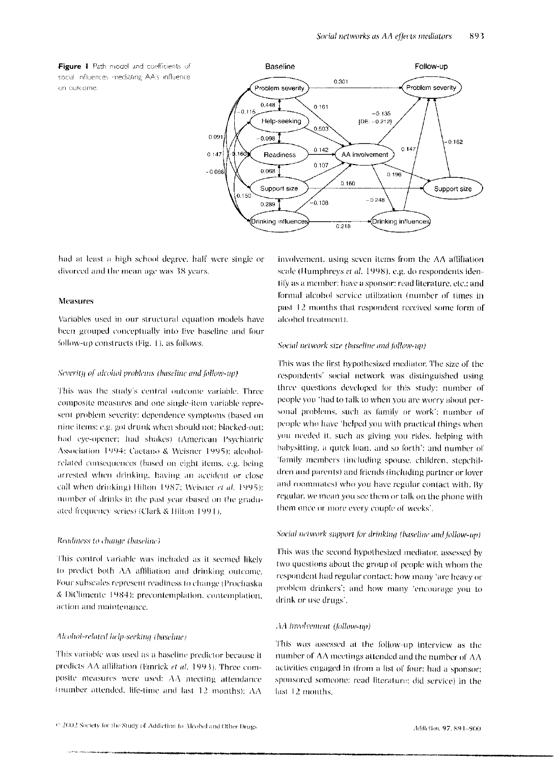**Figure 1** Path model and coefficients of social influences mediating AA's influence on outcome.

had at least a high school degree, half were single or divorced and the mean age was 38 years.

## Measures

Variables used in our structural equation models have been grouped conceptually into five baseline and four follow-up constructs (Fig. 1), as follows.

### *Severity of alcohol problems (baseline and follow-up)*

This was the study's central outcome variable. Three composite measures and one single-item variable represent problem severity: dependence symptoms (based on nine items; e.g. got drunk when should not; blacked-out; had eye-opener; had shakes) (American Psychiatric Association 1994; Caetano & Weisner 1995); alcohol-related consequences (based on eight items, e.g. being arrested when drinking, having an accident or close call when drinking) Hilton 1987; Weisner *et al.* 1995); number of drinks in the past year (based on the graduated frequency series) (Clark & Hilton 1991).

### *Readiness to change (baseline)*

This control variable was included as it seemed likely to predict both AA affiliation and drinking outcome. Four subscales represent readiness to change (Prochaska & DiClimente 1984): precontemplation, contemplation, action and maintenance.

### *Alcohol-related help-seeking (baseline)*

This variable was used as a baseline predictor because it predicts AA affiliation (Emrick *et al.* 1993). Three composite measures were used: AA meeting attendance (number attended, life-time and last 12 months); AA involvement, using seven items from the AA affiliation scale (Humphreys *et al.* 1998), e.g. do respondents identify as a member; have a sponsor; read literature, etc.; and formal alcohol service utilization (number of times in past 12 months that respondent received some form of alcohol treatment).

### *Social network size (baseline and follow-up)*

This was the first hypothesized mediator. The size of the respondents' social network was distinguished using three questions developed for this study: number of people you 'had to talk to when you are worry about personal problems, such as family or work'; number of people who have 'helped you with practical things when you needed it, such as giving you rides, helping with babysitting, a quick loan, and so forth'; and number of 'family members (including spouse, children, stepchildren and parents) and friends (including partner or lover and roommates) who you have regular contact with. By regular, we mean you see them or talk on the phone with them once or more every couple of weeks'.

### *Social network support for drinking (baseline and follow-up)*

This was the second hypothesized mediator, assessed by two questions about the group of people with whom the respondent had regular contact: how many 'are heavy or problem drinkers'; and how many 'encourage you to drink or use drugs'.

### *AA involvement (follow-up)*

This was assessed at the follow-up interview as the number of AA meetings attended and the number of AA activities engaged in (from a list of four: had a sponsor; sponsored someone; read literature; did service) in the last 12 months.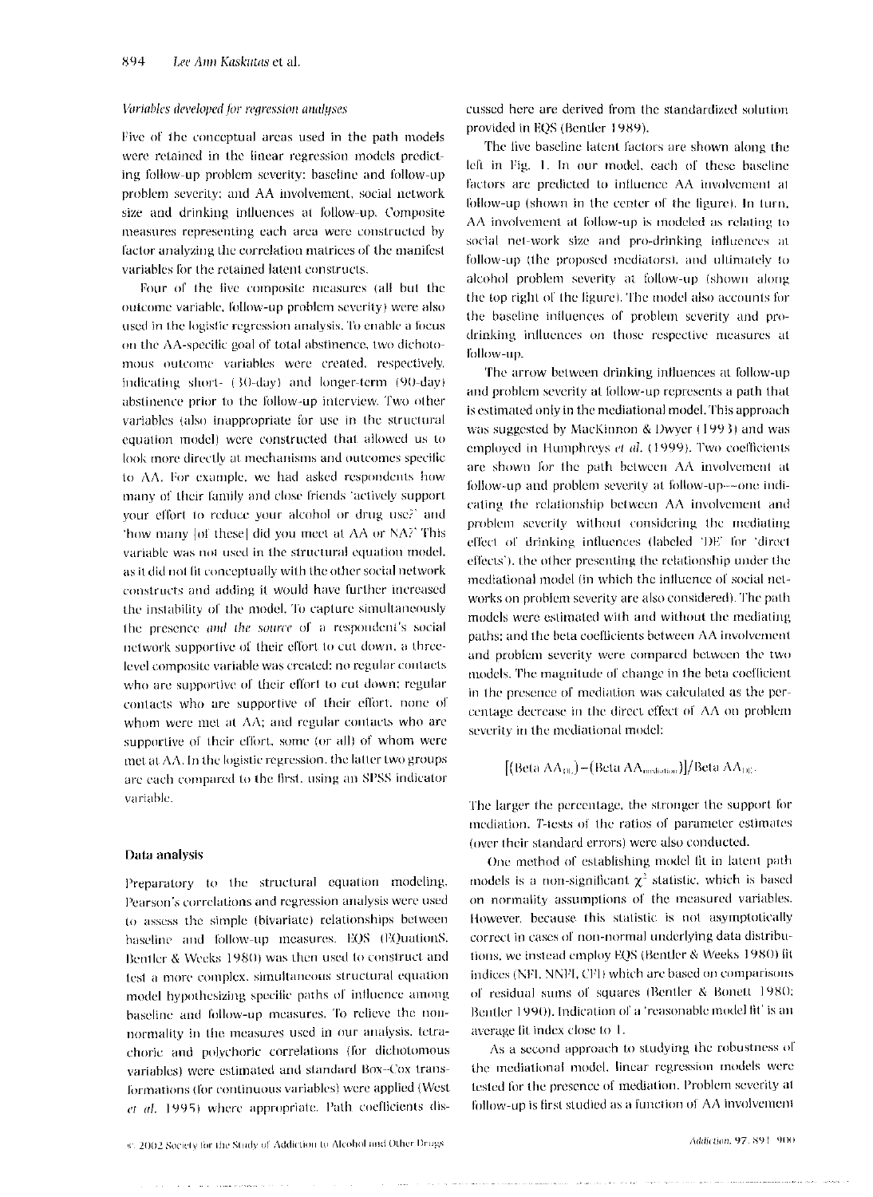*Variables developed for regression analyses*

Five of the conceptual areas used in the path models were retained in the linear regression models predicting follow-up problem severity: baseline and follow-up problem severity; and AA involvement, social network size and drinking influences at follow-up. Composite measures representing each area were constructed by factor analyzing the correlation matrices of the manifest variables for the retained latent constructs.

Four of the five composite measures (all but the outcome variable, follow-up problem severity) were also used in the logistic regression analysis. To enable a focus on the AA-specific goal of total abstinence, two dichotomous outcome variables were created, respectively, indicating short- (30-day) and longer-term (90-day) abstinence prior to the follow-up interview. Two other variables (also inappropriate for use in the structural equation model) were constructed that allowed us to look more directly at mechanisms and outcomes specific to AA. For example, we had asked respondents how many of their family and close friends 'actively support your effort to reduce your alcohol or drug use?' and 'how many [of these] did you meet at AA or NA?' This variable was not used in the structural equation model, as it did not fit conceptually with the other social network constructs and adding it would have further increased the instability of the model. To capture simultaneously the presence *and the source* of a respondent's social network supportive of their effort to cut down, a three-level composite variable was created: no regular contacts who are supportive of their effort to cut down; regular contacts who are supportive of their effort, none of whom were met at AA; and regular contacts who are supportive of their effort, some (or all) of whom were met at AA. In the logistic regression, the latter two groups are each compared to the first, using an SPSS indicator variable.

## Data analysis

Preparatory to the structural equation modeling, Pearson's correlations and regression analysis were used to assess the simple (bivariate) relationships between baseline and follow-up measures. EQS (EQuationS, Bentler & Weeks 1980) was then used to construct and test a more complex, simultaneous structural equation model hypothesizing specific paths of influence among baseline and follow-up measures. To relieve the non-normality in the measures used in our analysis, tetrachoric and polychoric correlations (for dichotomous variables) were estimated and standard Box–Cox transformations (for continuous variables) were applied (West *et al.* 1995) where appropriate. Path coefficients discussed here are derived from the standardized solution provided in EQS (Bentler 1989).

The five baseline latent factors are shown along the left in Fig. 1. In our model, each of these baseline factors are predicted to influence AA involvement at follow-up (shown in the center of the figure). In turn, AA involvement at follow-up is modeled as relating to social net-work size and pro-drinking influences at follow-up (the proposed mediators), and ultimately to alcohol problem severity at follow-up (shown along the top right of the figure). The model also accounts for the baseline influences of problem severity and pro-drinking influences on those respective measures at follow-up.

The arrow between drinking influences at follow-up and problem severity at follow-up represents a path that is estimated only in the mediational model. This approach was suggested by MacKinnon & Dwyer (1993) and was employed in Humphreys *et al.* (1999). Two coefficients are shown for the path between AA involvement at follow-up and problem severity at follow-up—one indicating the relationship between AA involvement and problem severity without considering the mediating effect of drinking influences (labeled 'DE' for 'direct effects'), the other presenting the relationship under the mediational model (in which the influence of social networks on problem severity are also considered). The path models were estimated with and without the mediating paths; and the beta coefficients between AA involvement and problem severity were compared between the two models. The magnitude of change in the beta coefficient in the presence of mediation was calculated as the percentage decrease in the direct effect of AA on problem severity in the mediational model:

$$[(\text{Beta AA}_{DE}) - (\text{Beta AA}_{mediation})]/\text{Beta AA}_{DE}.$$

The larger the percentage, the stronger the support for mediation. *T*-tests of the ratios of parameter estimates (over their standard errors) were also conducted.

One method of establishing model fit in latent path models is a non-significant $\chi^2$ statistic, which is based on normality assumptions of the measured variables. However, because this statistic is not asymptotically correct in cases of non-normal underlying data distributions, we instead employ EQS (Bentler & Weeks 1980) fit indices (NFI, NNFI, CFI) which are based on comparisons of residual sums of squares (Bentler & Bonett 1980; Bentler 1990). Indication of a 'reasonable model fit' is an average fit index close to 1.

As a second approach to studying the robustness of the mediational model, linear regression models were tested for the presence of mediation. Problem severity at follow-up is first studied as a function of AA involvement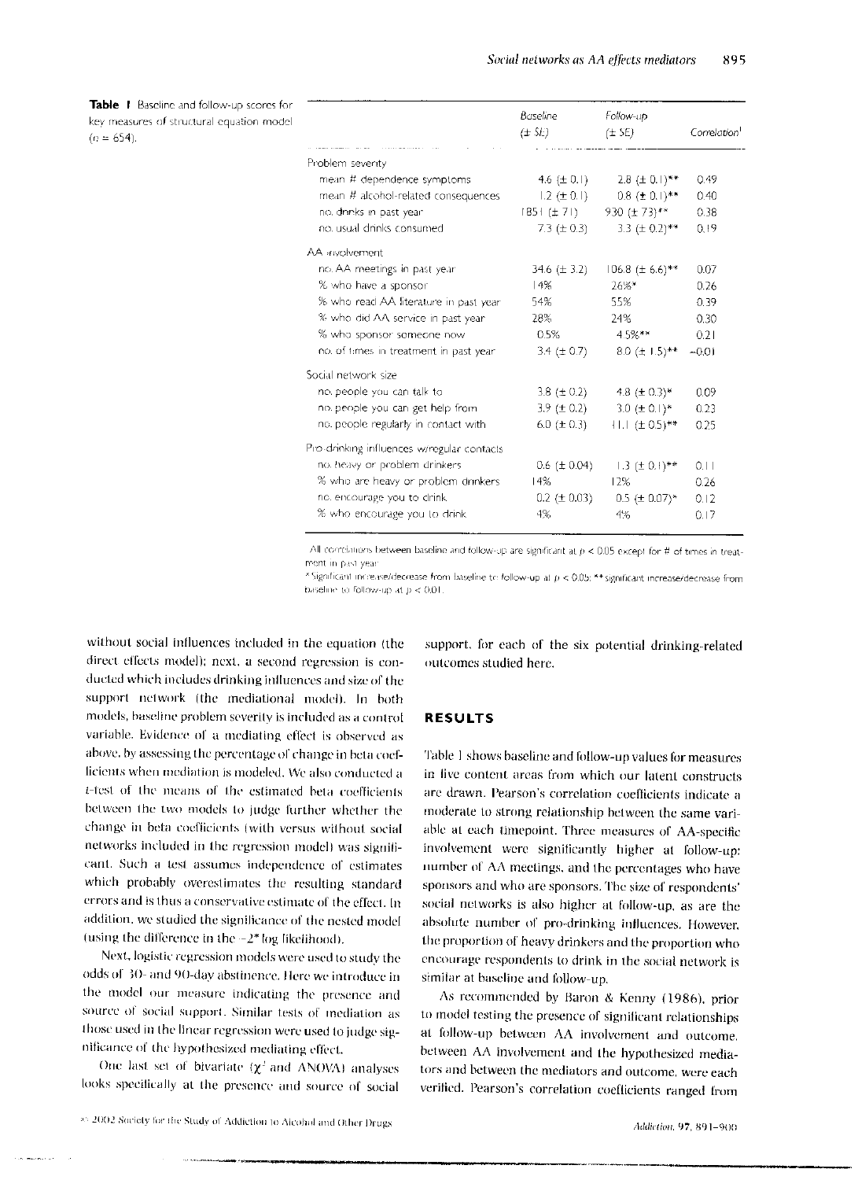**Table 1** Baseline and follow-up scores for key measures of structural equation model ($n = 654$).

| | Baseline (± SE) | Follow-up (± SE) | Correlation[1] |
|---|---|---|---|
| Problem severity | | | |
| mean # dependence symptoms | 4.6 (± 0.1) | 2.8 (± 0.1)** | 0.49 |
| mean # alcohol-related consequences | 1.2 (± 0.1) | 0.8 (± 0.1)** | 0.40 |
| no. drinks in past year | 1851 (± 71) | 930 (± 73)** | 0.38 |
| no. usual drinks consumed | 7.3 (± 0.3) | 3.3 (± 0.2)** | 0.19 |
| AA involvement | | | |
| no. AA meetings in past year | 34.6 (± 3.2) | 106.8 (± 6.6)** | 0.07 |
| % who have a sponsor | 14% | 26%* | 0.26 |
| % who read AA literature in past year | 54% | 55% | 0.39 |
| % who did AA service in past year | 28% | 24% | 0.30 |
| % who sponsor someone now | 0.5% | 4.5%** | 0.21 |
| no. of times in treatment in past year | 3.4 (± 0.7) | 8.0 (± 1.5)** | −0.01 |
| Social network size | | | |
| no. people you can talk to | 3.8 (± 0.2) | 4.8 (± 0.3)* | 0.09 |
| no. people you can get help from | 3.9 (± 0.2) | 3.0 (± 0.1)* | 0.23 |
| no. people regularly in contact with | 6.0 (± 0.3) | 11.1 (± 0.5)** | 0.25 |
| Pro-drinking influences w/regular contacts | | | |
| no. heavy or problem drinkers | 0.6 (± 0.04) | 1.3 (± 0.1)** | 0.11 |
| % who are heavy or problem drinkers | 14% | 12% | 0.26 |
| no. encourage you to drink | 0.2 (± 0.03) | 0.5 (± 0.07)* | 0.12 |
| % who encourage you to drink | 4% | 4% | 0.17 |

[1] All correlations between baseline and follow-up are significant at $p < 0.05$ except for # of times in treatment in past year.

*Significant increase/decrease from baseline to follow-up at $p < 0.05$; **significant increase/decrease from baseline to follow-up at $p < 0.01$.

without social influences included in the equation (the direct effects model); next, a second regression is conducted which includes drinking influences and size of the support network (the mediational model). In both models, baseline problem severity is included as a control variable. Evidence of a mediating effect is observed as above, by assessing the percentage of change in beta coefficients when mediation is modeled. We also conducted a $t$-test of the means of the estimated beta coefficients between the two models to judge further whether the change in beta coefficients (with versus without social networks included in the regression model) was significant. Such a test assumes independence of estimates which probably overestimates the resulting standard errors and is thus a conservative estimate of the effect. In addition, we studied the significance of the nested model (using the difference in the $-2*$ log likelihood).

Next, logistic regression models were used to study the odds of 30- and 90-day abstinence. Here we introduce in the model our measure indicating the presence and source of social support. Similar tests of mediation as those used in the linear regression were used to judge significance of the hypothesized mediating effect.

One last set of bivariate ($\chi^2$ and ANOVA) analyses looks specifically at the presence and source of social support, for each of the six potential drinking-related outcomes studied here.

## RESULTS

Table 1 shows baseline and follow-up values for measures in five content areas from which our latent constructs are drawn. Pearson's correlation coefficients indicate a moderate to strong relationship between the same variable at each timepoint. Three measures of AA-specific involvement were significantly higher at follow-up: number of AA meetings, and the percentages who have sponsors and who are sponsors. The size of respondents' social networks is also higher at follow-up, as are the absolute number of pro-drinking influences. However, the proportion of heavy drinkers and the proportion who encourage respondents to drink in the social network is similar at baseline and follow-up.

As recommended by Baron & Kenny (1986), prior to model testing the presence of significant relationships at follow-up between AA involvement and outcome, between AA involvement and the hypothesized mediators and between the mediators and outcome, were each verified. Pearson's correlation coefficients ranged from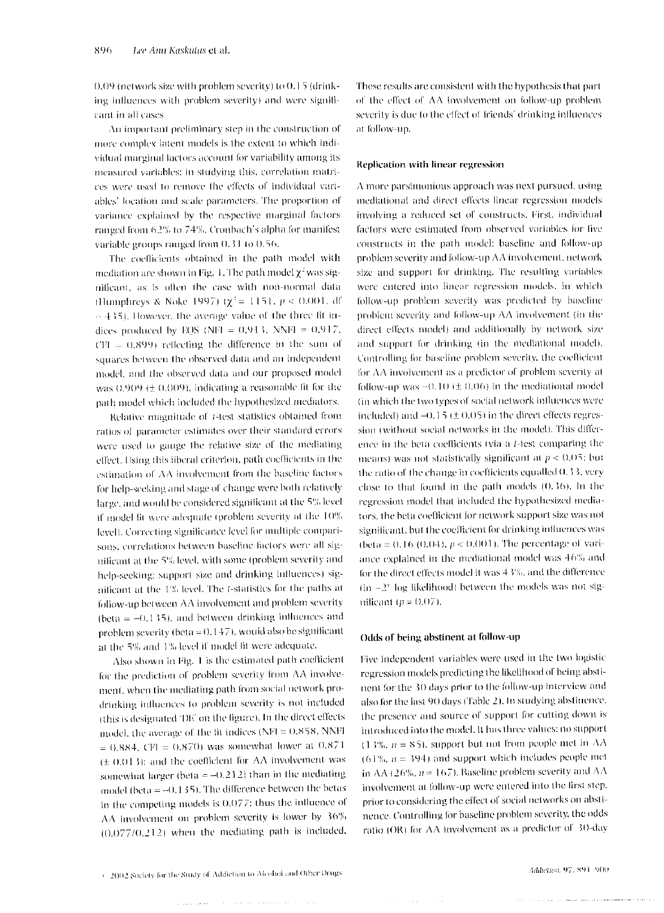0.09 (network size with problem severity) to 0.15 (drinking influences with problem severity) and were significant in all cases

An important preliminary step in the construction of more complex latent models is the extent to which individual marginal factors account for variability among its measured variables: in studying this, correlation matrices were used to remove the effects of individual variables' location and scale parameters. The proportion of variance explained by the respective marginal factors ranged from 62% to 74%. Cronbach's alpha for manifest variable groups ranged from 0.31 to 0.56.

The coefficients obtained in the path model with mediation are shown in Fig. 1. The path model $\chi^2$ was significant, as is often the case with non-normal data (Humphreys & Noke 1997) ($\chi^2 = 1151$, $p < 0.001$, df = 435). However, the average value of the three fit indices produced by EQS (NFI = 0.913, NNFI = 0.917, CFI = 0.899) reflecting the difference in the sum of squares between the observed data and an independent model, and the observed data and our proposed model was 0.909 (± 0.009), indicating a reasonable fit for the path model which included the hypothesized mediators.

Relative magnitude of $t$-test statistics obtained from ratios of parameter estimates over their standard errors were used to gauge the relative size of the mediating effect. Using this liberal criterion, path coefficients in the estimation of AA involvement from the baseline factors for help-seeking and stage of change were both relatively large, and would be considered significant at the 5% level if model fit were adequate (problem severity at the 10% level). Correcting significance level for multiple comparisons, correlations between baseline factors were all significant at the 5% level, with some (problem severity and help-seeking; support size and drinking influences) significant at the 1% level. The $t$-statistics for the paths at follow-up between AA involvement and problem severity (beta = −0.135), and between drinking influences and problem severity (beta = 0.147), would also be significant at the 5% and 1% level if model fit were adequate.

Also shown in Fig. 1 is the estimated path coefficient for the prediction of problem severity from AA involvement, when the mediating path from social network prodrinking influences to problem severity is not included (this is designated 'DE' on the figure). In the direct effects model, the average of the fit indices (NFI = 0.858, NNFI = 0.884, CFI = 0.870) was somewhat lower at 0.871 (± 0.013); and the coefficient for AA involvement was somewhat larger (beta = −0.212) than in the mediating model (beta = −0.135). The difference between the betas in the competing models is 0.077; thus the influence of AA involvement on problem severity is lower by 36% (0.077/0.212) when the mediating path is included. These results are consistent with the hypothesis that part of the effect of AA involvement on follow-up problem severity is due to the effect of friends' drinking influences at follow-up.

## Replication with linear regression

A more parsimonious approach was next pursued, using mediational and direct effects linear regression models involving a reduced set of constructs. First, individual factors were estimated from observed variables for five constructs in the path model: baseline and follow-up problem severity and follow-up AA involvement, network size and support for drinking. The resulting variables were entered into linear regression models, in which follow-up problem severity was predicted by baseline problem severity and follow-up AA involvement (in the direct effects model) and additionally by network size and support for drinking (in the mediational model). Controlling for baseline problem severity, the coefficient for AA involvement as a predictor of problem severity at follow-up was −0.10 (± 0.06) in the mediational model (in which the two types of social network influences were included) and −0.15 (± 0.05) in the direct effects regression (without social networks in the model). This difference in the beta coefficients (via a $t$-test comparing the means) was not statistically significant at $p < 0.05$; but the ratio of the change in coefficients equalled 0.33, very close to that found in the path models (0.36). In the regression model that included the hypothesized mediators, the beta coefficient for network support size was not significant, but the coefficient for drinking influences was (beta = 0.16 (0.04), $p < 0.001$). The percentage of variance explained in the mediational model was 46% and for the direct effects model it was 43%, and the difference (in $-2^*$ log likelihood) between the models was not significant ($p = 0.07$).

## Odds of being abstinent at follow-up

Five independent variables were used in the two logistic regression models predicting the likelihood of being abstinent for the 30 days prior to the follow-up interview and also for the last 90 days (Table 2). In studying abstinence, the presence and source of support for cutting down is introduced into the model. It has three values: no support (13%, $n = 85$), support but not from people met in AA (61%, $n = 394$) and support which includes people met in AA (26%, $n = 167$). Baseline problem severity and AA involvement at follow-up were entered into the first step, prior to considering the effect of social networks on abstinence. Controlling for baseline problem severity, the odds ratio (OR) for AA involvement as a predictor of 30-day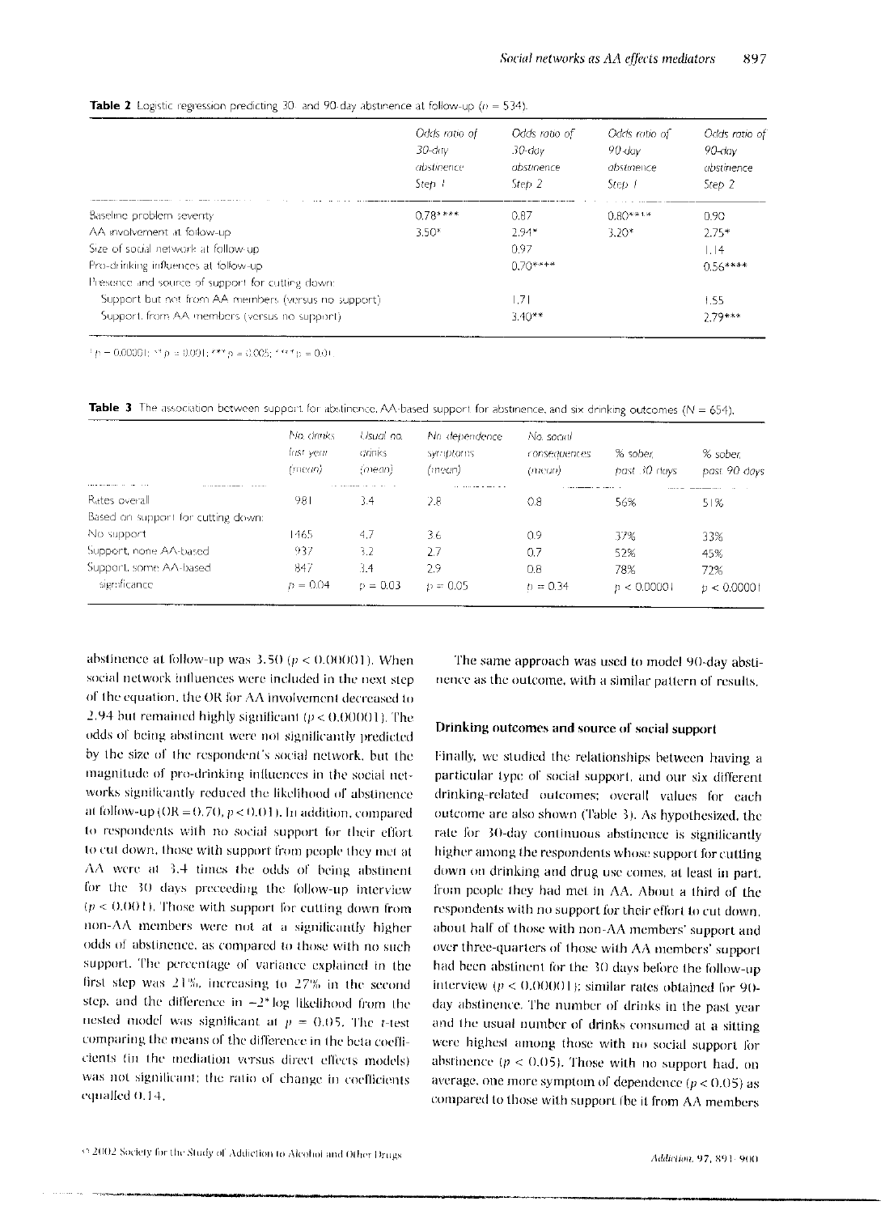**Table 2** Logistic regression predicting 30- and 90-day abstinence at follow-up ($n = 534$).

| | Odds ratio of 30-day abstinence Step 1 | Odds ratio of 30-day abstinence Step 2 | Odds ratio of 90-day abstinence Step 1 | Odds ratio of 90-day abstinence Step 2 |
|---|---|---|---|---|
| Baseline problem severity | 0.78**** | 0.87 | 0.80**** | 0.90 |
| AA involvement at follow-up | 3.50* | 2.94* | 3.20* | 2.75* |
| Size of social network at follow-up | | 0.97 | | 1.14 |
| Pro-drinking influences at follow-up | | 0.70**** | | 0.56**** |
| Presence and source of support for cutting down: | | | | |
| Support but not from AA members (versus no support) | | 1.71 | | 1.55 |
| Support from AA members (versus no support) | | 3.40** | | 2.79*** |

*$p = 0.00001$; ** $p = 0.001$; *** $p = 0.005$; **** $p = 0.01$

**Table 3** The association between support for abstinence, AA-based support for abstinence, and six drinking outcomes ($N = 654$).

| | No. drinks last year (mean) | Usual no. drinks (mean) | No. dependence symptoms (mean) | No. social consequences (mean) | % sober, past 30 days | % sober, past 90 days |
|---|---|---|---|---|---|---|
| Rates overall | 981 | 3.4 | 2.8 | 0.8 | 56% | 51% |
| Based on support for cutting down: | | | | | | |
| No support | 1465 | 4.7 | 3.6 | 0.9 | 37% | 33% |
| Support, none AA-based | 937 | 3.2 | 2.7 | 0.7 | 52% | 45% |
| Support, some AA-based | 847 | 3.4 | 2.9 | 0.8 | 78% | 72% |
| significance | $p = 0.04$ | $p = 0.03$ | $p = 0.05$ | $p = 0.34$ | $p < 0.00001$ | $p < 0.00001$ |

abstinence at follow-up was 3.50 ($p < 0.00001$). When social network influences were included in the next step of the equation, the OR for AA involvement decreased to 2.94 but remained highly significant ($p < 0.00001$). The odds of being abstinent were not significantly predicted by the size of the respondent's social network, but the magnitude of pro-drinking influences in the social networks significantly reduced the likelihood of abstinence at follow-up (OR = 0.70, $p < 0.01$). In addition, compared to respondents with no social support for their effort to cut down, those with support from people they met at AA were at 3.4 times the odds of being abstinent for the 30 days preceeding the follow-up interview ($p < 0.001$). Those with support for cutting down from non-AA members were not at a significantly higher odds of abstinence, as compared to those with no such support. The percentage of variance explained in the first step was 21%, increasing to 27% in the second step, and the difference in $-2^{*}$ log likelihood from the nested model was significant at $p = 0.05$. The $t$-test comparing the means of the difference in the beta coefficients (in the mediation versus direct effects models) was not significant; the ratio of change in coefficients equalled 0.14.

The same approach was used to model 90-day abstinence as the outcome, with a similar pattern of results.

## Drinking outcomes and source of social support

Finally, we studied the relationships between having a particular type of social support, and our six different drinking-related outcomes; overall values for each outcome are also shown (Table 3). As hypothesized, the rate for 30-day continuous abstinence is significantly higher among the respondents whose support for cutting down on drinking and drug use comes, at least in part, from people they had met in AA. About a third of the respondents with no support for their effort to cut down, about half of those with non-AA members' support and over three-quarters of those with AA members' support had been abstinent for the 30 days before the follow-up interview ($p < 0.00001$); similar rates obtained for 90-day abstinence. The number of drinks in the past year and the usual number of drinks consumed at a sitting were highest among those with no social support for abstinence ($p < 0.05$). Those with no support had, on average, one more symptom of dependence ($p < 0.05$) as compared to those with support (be it from AA members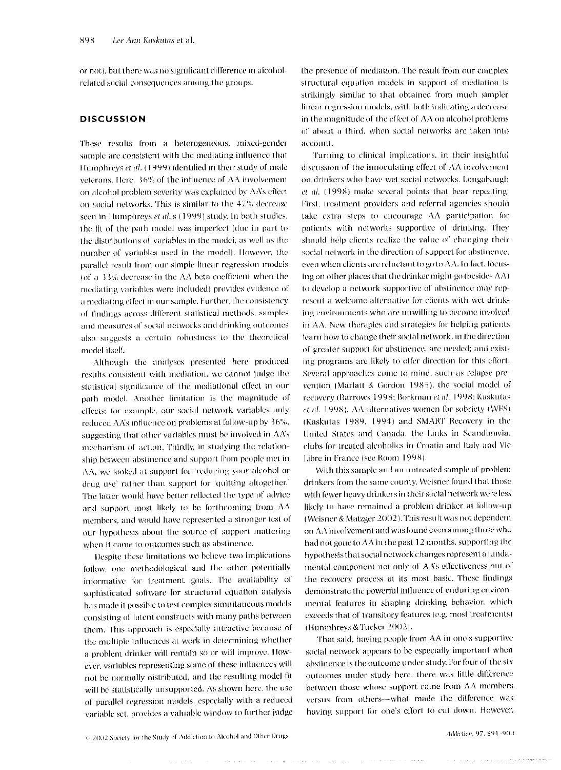or not), but there was no significant difference in alcohol-related social consequences among the groups.

## DISCUSSION

These results from a heterogeneous, mixed-gender sample are consistent with the mediating influence that Humphreys *et al.* (1999) identified in their study of male veterans. Here, 36% of the influence of AA involvement on alcohol problem severity was explained by AA's effect on social networks. This is similar to the 47% decrease seen in Humphreys *et al.*'s (1999) study. In both studies, the fit of the path model was imperfect (due in part to the distributions of variables in the model, as well as the number of variables used in the model). However, the parallel result from our simple linear regression models (of a 33% decrease in the AA beta coefficient when the mediating variables were included) provides evidence of a mediating effect in our sample. Further, the consistency of findings across different statistical methods, samples and measures of social networks and drinking outcomes also suggests a certain robustness to the theoretical model itself.

Although the analyses presented here produced results consistent with mediation, we cannot judge the statistical significance of the mediational effect in our path model. Another limitation is the magnitude of effects; for example, our social network variables only reduced AA's influence on problems at follow-up by 36%, suggesting that other variables must be involved in AA's mechanism of action. Thirdly, in studying the relationship between abstinence and support from people met in AA, we looked at support for 'reducing your alcohol or drug use' rather than support for 'quitting altogether.' The latter would have better reflected the type of advice and support most likely to be forthcoming from AA members, and would have represented a stronger test of our hypothesis about the source of support mattering when it came to outcomes such as abstinence.

Despite these limitations we believe two implications follow, one methodological and the other potentially informative for treatment goals. The availability of sophisticated software for structural equation analysis has made it possible to test complex simultaneous models consisting of latent constructs with many paths between them. This approach is especially attractive because of the multiple influences at work in determining whether a problem drinker will remain so or will improve. However, variables representing some of these influences will not be normally distributed, and the resulting model fit will be statistically unsupported. As shown here, the use of parallel regression models, especially with a reduced variable set, provides a valuable window to further judge the presence of mediation. The result from our complex structural equation models in support of mediation is strikingly similar to that obtained from much simpler linear regression models, with both indicating a decrease in the magnitude of the effect of AA on alcohol problems of about a third, when social networks are taken into account.

Turning to clinical implications, in their insightful discussion of the innoculating effect of AA involvement on drinkers who have wet social networks, Longabaugh *et al.* (1998) make several points that bear repeating. First, treatment providers and referral agencies should take extra steps to encourage AA participation for patients with networks supportive of drinking. They should help clients realize the value of changing their social network in the direction of support for abstinence, even when clients are reluctant to go to AA. In fact, focusing on other places that the drinker might go (besides AA) to develop a network supportive of abstinence may represent a welcome alternative for clients with wet drinking environments who are unwilling to become involved in AA. New therapies and strategies for helping patients learn how to change their social network, in the direction of greater support for abstinence, are needed; and existing programs are likely to offer direction for this effort. Several approaches come to mind, such as relapse prevention (Marlatt & Gordon 1985), the social model of recovery (Barrows 1998; Borkman *et al.* 1998; Kaskutas *et al.* 1998), AA-alternatives women for sobriety (WFS) (Kaskutas 1989, 1994) and SMART Recovery in the United States and Canada, the Links in Scandinavia, clubs for treated alcoholics in Croatia and Italy and Vie Libre in France (see Room 1998).

With this sample and an untreated sample of problem drinkers from the same county, Weisner found that those with fewer heavy drinkers in their social network were less likely to have remained a problem drinker at follow-up (Weisner & Matzger 2002). This result was not dependent on AA involvement and was found even among those who had not gone to AA in the past 12 months, supporting the hypothesis that social network changes represent a fundamental component not only of AA's effectiveness but of the recovery process at its most basic. These findings demonstrate the powerful influence of enduring environmental features in shaping drinking behavior, which exceeds that of transitory features (e.g. most treatments) (Humphreys & Tucker 2002).

That said, having people from AA in one's supportive social network appears to be especially important when abstinence is the outcome under study. For four of the six outcomes under study here, there was little difference between those whose support came from AA members versus from others—what made the difference was having support for one's effort to cut down. However,

© 2002 Society for the Study of Addiction to Alcohol and Other Drugs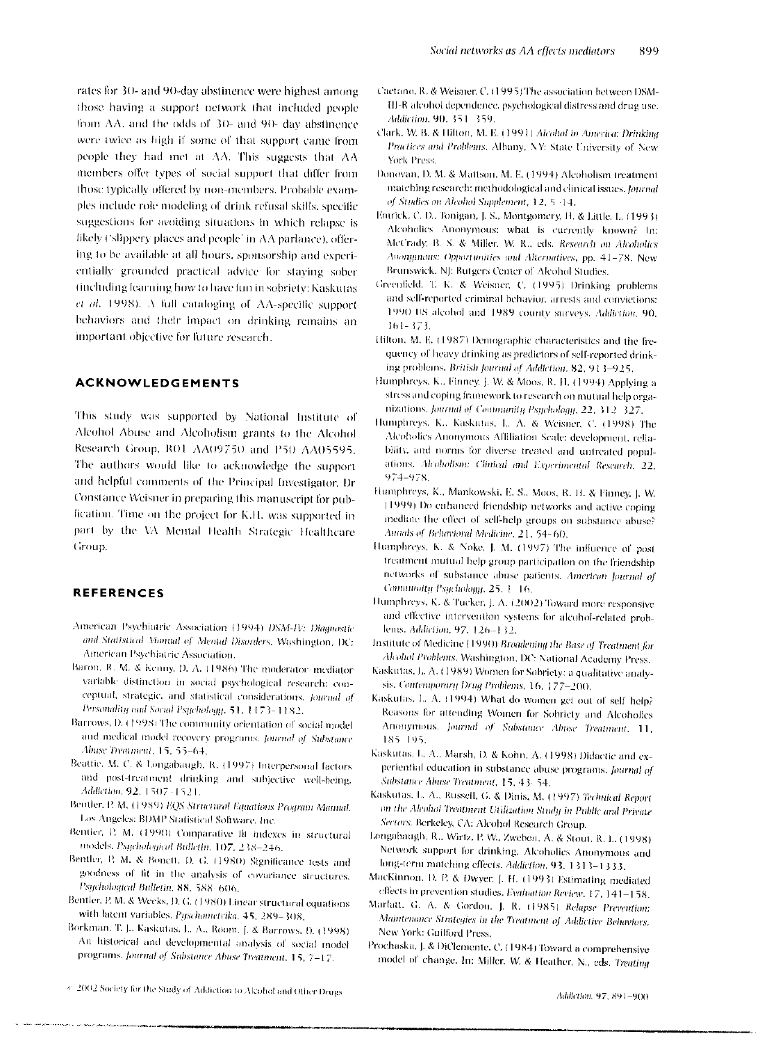rates for 30- and 90-day abstinence were highest among those having a support network that included people from AA, and the odds of 30- and 90- day abstinence were twice as high if some of that support came from people they had met at AA. This suggests that AA members offer types of social support that differ from those typically offered by non-members. Probable examples include role modeling of drink refusal skills, specific suggestions for avoiding situations in which relapse is likely ('slippery places and people' in AA parlance), offering to be available at all hours, sponsorship and experientially grounded practical advice for staying sober (including learning how to have fun in sobriety; Kaskutas *et al.* 1998). A full cataloging of AA-specific support behaviors and their impact on drinking remains an important objective for future research.

## ACKNOWLEDGEMENTS

This study was supported by National Institute of Alcohol Abuse and Alcoholism grants to the Alcohol Research Group, R01 AA09750 and P50 AA05595. The authors would like to acknowledge the support and helpful comments of the Principal Investigator, Dr Constance Weisner in preparing this manuscript for publication. Time on the project for K.H. was supported in part by the VA Mental Health Strategic Healthcare Group.

## REFERENCES

American Psychiatric Association (1994) *DSM-IV: Diagnostic and Statistical Manual of Mental Disorders*. Washington, DC: American Psychiatric Association.

Baron, R. M. & Kenny, D. A. (1986) The moderator-mediator variable distinction in social psychological research: conceptual, strategic, and statistical considerations. *Journal of Personality and Social Psychology*, 51, 1173–1182.

Barrows, D. (1998) The community orientation of social model and medical model recovery programs. *Journal of Substance Abuse Treatment*, 15, 55–64.

Beattie, M. C. & Longabaugh, R. (1997) Interpersonal factors and post-treatment drinking and subjective well-being. *Addiction*, 92, 1507–1521.

Bentler, P. M. (1989) *EQS Structural Equations Program Manual*. Los Angeles: BDMP Statistical Software, Inc.

Bentler, P. M. (1990) Comparative fit indexes in structural models. *Psychological Bulletin*, 107, 238–246.

Bentler, P. M. & Bonett, D. G. (1980) Significance tests and goodness of fit in the analysis of covariance structures. *Psychological Bulletin*, 88, 588–606.

Bentler, P. M. & Weeks, D. G. (1980) Linear structural equations with latent variables. *Pyschometrika*, 45, 289–308.

Borkman, T. J., Kaskutas, L. A., Room, J. & Barrows, D. (1998) An historical and developmental analysis of social model programs. *Journal of Substance Abuse Treatment*, 15, 7–17.

Caetano, R. & Weisner, C. (1995) The association between DSM-III-R alcohol dependence, psychological distress and drug use. *Addiction*, 90, 351–359.

Clark, W. B. & Hilton, M. E. (1991) *Alcohol in America: Drinking Practices and Problems*. Albany, NY: State University of New York Press.

Donovan, D. M. & Mattson, M. E. (1994) Alcoholism treatment matching research: methodological and clinical issues. *Journal of Studies on Alcohol Supplement*, 12, 5–14.

Emrick, C. D., Tonigan, J. S., Montgomery, H. & Little, L. (1993) Alcoholics Anonymous: what is currently known? In: McCrady, B. S. & Miller, W. R., eds. *Research on Alcoholics Anonymous: Opportunities and Alternatives*, pp. 41–78. New Brunswick, NJ: Rutgers Center of Alcohol Studies.

Greenfield, T. K. & Weisner, C. (1995) Drinking problems and self-reported criminal behavior, arrests and convictions: 1990 US alcohol and 1989 county surveys. *Addiction*, 90, 361–373.

Hilton, M. E. (1987) Demographic characteristics and the frequency of heavy drinking as predictors of self-reported drinking problems. *British Journal of Addiction*, 82, 913–925.

Humphreys, K., Finney, J. W. & Moos, R. H. (1994) Applying a stress and coping framework to research on mutual help organizations. *Journal of Community Psychology*, 22, 312–327.

Humphreys, K., Kaskutas, L. A. & Weisner, C. (1998) The Alcoholics Anonymous Affiliation Scale: development, reliability, and norms for diverse treated and untreated populations. *Alcoholism: Clinical and Experimental Research*, 22, 974–978.

Humphreys, K., Mankowski, E. S., Moos, R. H. & Finney, J. W. (1999) Do enhanced friendship networks and active coping mediate the effect of self-help groups on substance abuse? *Annals of Behavioral Medicine*, 21, 54–60.

Humphreys, K. & Noke, J. M. (1997) The influence of post treatment mutual help group participation on the friendship networks of substance abuse patients. *American Journal of Community Psychology*, 25, 1–16.

Humphreys, K. & Tucker, J. A. (2002) Toward more responsive and effective intervention systems for alcohol-related problems. *Addiction*, 97, 126–132.

Institute of Medicine (1990) *Broadening the Base of Treatment for Alcohol Problems*. Washington, DC: National Academy Press.

Kaskutas, L. A. (1989) Women for Sobriety: a qualitative analysis. *Contemporary Drug Problems*, 16, 177–200.

Kaskutas, L. A. (1994) What do women get out of self help? Reasons for attending Women for Sobriety and Alcoholics Anonymous. *Journal of Substance Abuse Treatment*, 11, 185–195.

Kaskutas, L. A., Marsh, D. & Kohn, A. (1998) Didactic and experiential education in substance abuse programs. *Journal of Substance Abuse Treatment*, 15, 43–54.

Kaskutas, L. A., Russell, G. & Dinis, M. (1997) *Technical Report on the Alcohol Treatment Utilization Study in Public and Private Sectors*. Berkeley, CA: Alcohol Research Group.

Longabaugh, R., Wirtz, P. W., Zweben, A. & Stout, R. L. (1998) Network support for drinking, Alcoholics Anonymous and long-term matching effects. *Addiction*, 93, 1313–1333.

MacKinnon, D. P. & Dwyer, J. H. (1993) Estimating mediated effects in prevention studies. *Evaluation Review*, 17, 141–158.

Marlatt, G. A. & Gordon, J. R. (1985) *Relapse Prevention: Maintenance Strategies in the Treatment of Addictive Behaviors*. New York: Guilford Press.

Prochaska, J. & DiClemente, C. (1984) Toward a comprehensive model of change. In: Miller, W. & Heather, N., eds. *Treating*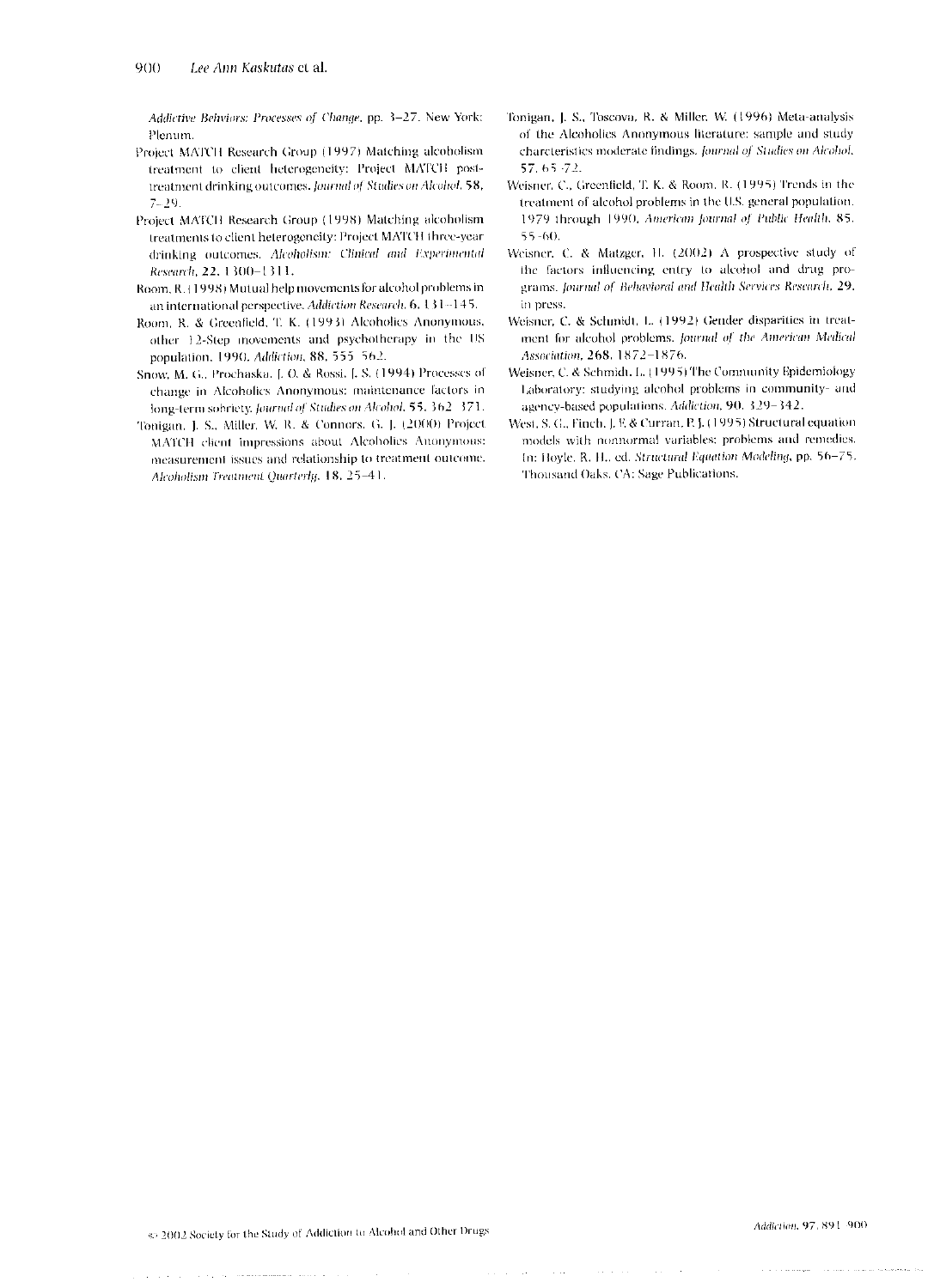*Addictive Behaviors: Processes of Change*, pp. 3–27. New York: Plenum.

Project MATCH Research Group (1997) Matching alcoholism treatment to client heterogeneity: Project MATCH post-treatment drinking outcomes. *Journal of Studies on Alcohol*, **58**, 7–29.

Project MATCH Research Group (1998) Matching alcoholism treatments to client heterogeneity: Project MATCH three-year drinking outcomes. *Alcoholism: Clinical and Experimental Research*, **22**, 1300–1311.

Room, R. (1998) Mutual help movements for alcohol problems in an international perspective. *Addiction Research*, **6**, 131–145.

Room, R. & Greenfield, T. K. (1993) Alcoholics Anonymous, other 12-Step movements and psychotherapy in the US population, 1990. *Addiction*, **88**, 555–562.

Snow, M. G., Prochaska, J. O. & Rossi, J. S. (1994) Processes of change in Alcoholics Anonymous: maintenance factors in long-term sobriety. *Journal of Studies on Alcohol*, **55**, 362–371.

Tonigan, J. S., Miller, W. R. & Connors, G. J. (2000) Project MATCH client impressions about Alcoholics Anonymous: measurement issues and relationship to treatment outcome. *Alcoholism Treatment Quarterly*, **18**, 25–41.

Tonigan, J. S., Toscova, R. & Miller, W. (1996) Meta-analysis of the Alcoholics Anonymous literature: sample and study charcteristics moderate findings. *Journal of Studies on Alcohol*, **57**, 65–72.

Weisner, C., Greenfield, T. K. & Room, R. (1995) Trends in the treatment of alcohol problems in the U.S. general population, 1979 through 1990. *American Journal of Public Health*, **85**, 55–60.

Weisner, C. & Matzger, H. (2002) A prospective study of the factors influencing entry to alcohol and drug programs. *Journal of Behavioral and Health Services Research*, **29**, in press.

Weisner, C. & Schmidt, L. (1992) Gender disparities in treatment for alcohol problems. *Journal of the American Medical Association*, **268**, 1872–1876.

Weisner, C. & Schmidt, L. (1995) The Community Epidemiology Laboratory: studying alcohol problems in community- and agency-based populations. *Addiction*, **90**, 329–342.

West, S. G., Finch, J. F. & Curran, P. J. (1995) Structural equation models with nonnormal variables: problems and remedies. In: Hoyle, R. H., ed. *Structural Equation Modeling*, pp. 56–75. Thousand Oaks, CA: Sage Publications.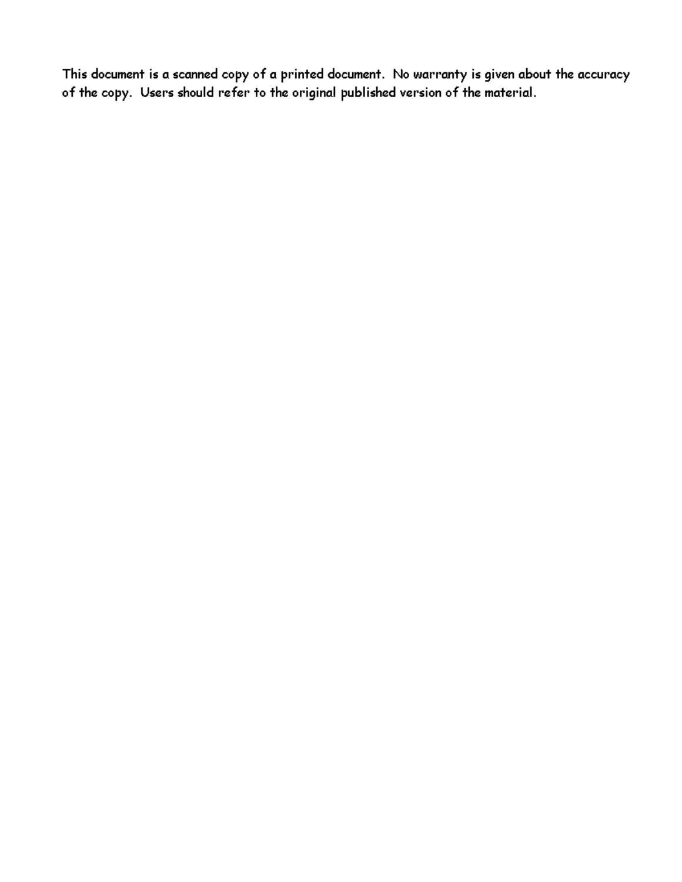This document is a scanned copy of a printed document. No warranty is given about the accuracy of the copy. Users should refer to the original published version of the material.